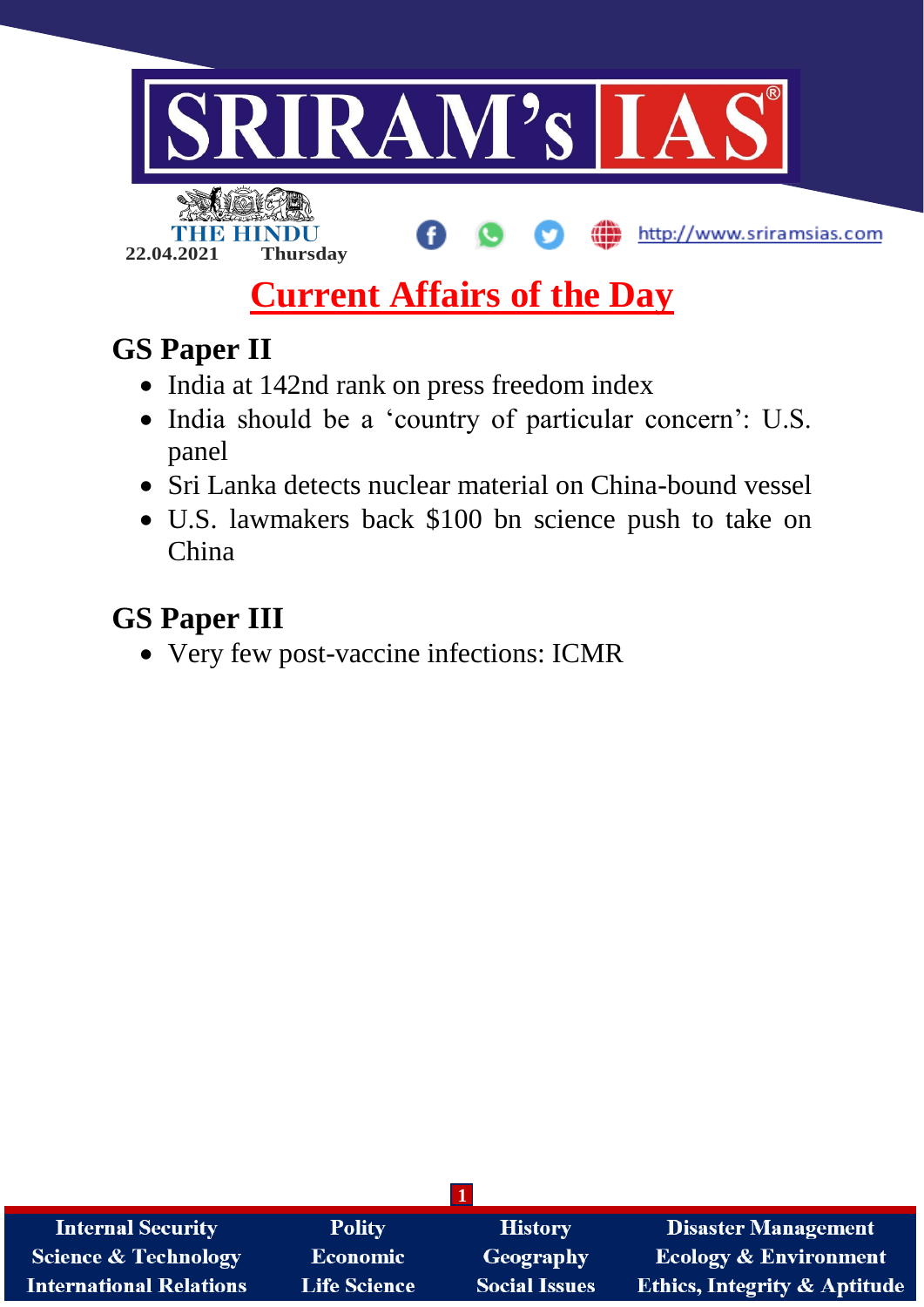22.04.2021 Thursday

# Current Affairs of the Day

## GS Paper II

- India at 142nd rank on press freedom index
- India should be a 'country of particular concern': U.S. panel
- Sri Lanka detects nuclear material on China-bound vessel
- U.S. lawmakers back $100 bn science push to take on China

## GS Paper III

- Very few post-vaccine infections: ICMR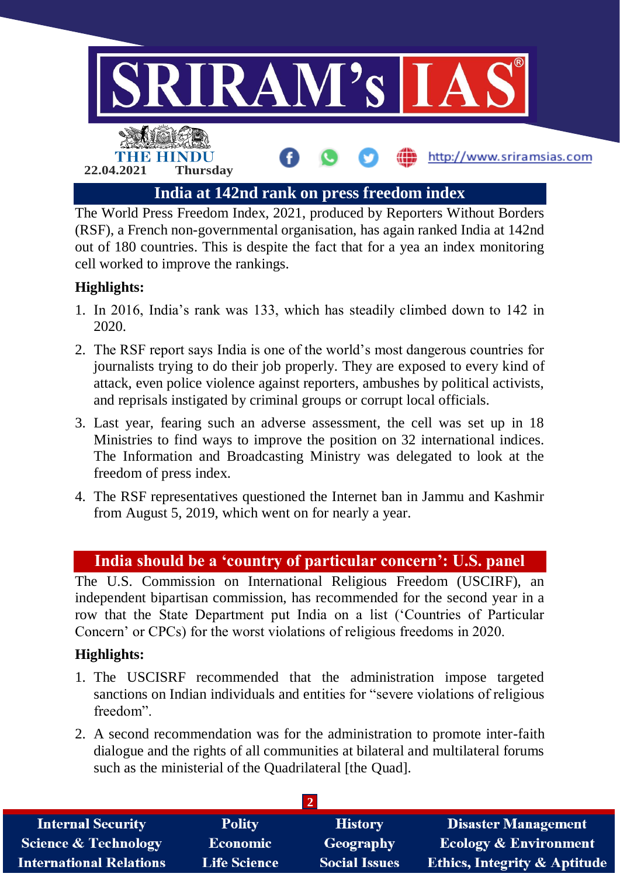## India at 142nd rank on press freedom index

The World Press Freedom Index, 2021, produced by Reporters Without Borders (RSF), a French non-governmental organisation, has again ranked India at 142nd out of 180 countries. This is despite the fact that for a yea an index monitoring cell worked to improve the rankings.

**Highlights:**

1. In 2016, India's rank was 133, which has steadily climbed down to 142 in 2020.
2. The RSF report says India is one of the world's most dangerous countries for journalists trying to do their job properly. They are exposed to every kind of attack, even police violence against reporters, ambushes by political activists, and reprisals instigated by criminal groups or corrupt local officials.
3. Last year, fearing such an adverse assessment, the cell was set up in 18 Ministries to find ways to improve the position on 32 international indices. The Information and Broadcasting Ministry was delegated to look at the freedom of press index.
4. The RSF representatives questioned the Internet ban in Jammu and Kashmir from August 5, 2019, which went on for nearly a year.

## India should be a 'country of particular concern': U.S. panel

The U.S. Commission on International Religious Freedom (USCIRF), an independent bipartisan commission, has recommended for the second year in a row that the State Department put India on a list ('Countries of Particular Concern' or CPCs) for the worst violations of religious freedoms in 2020.

**Highlights:**

1. The USCISRF recommended that the administration impose targeted sanctions on Indian individuals and entities for "severe violations of religious freedom".
2. A second recommendation was for the administration to promote inter-faith dialogue and the rights of all communities at bilateral and multilateral forums such as the ministerial of the Quadrilateral [the Quad].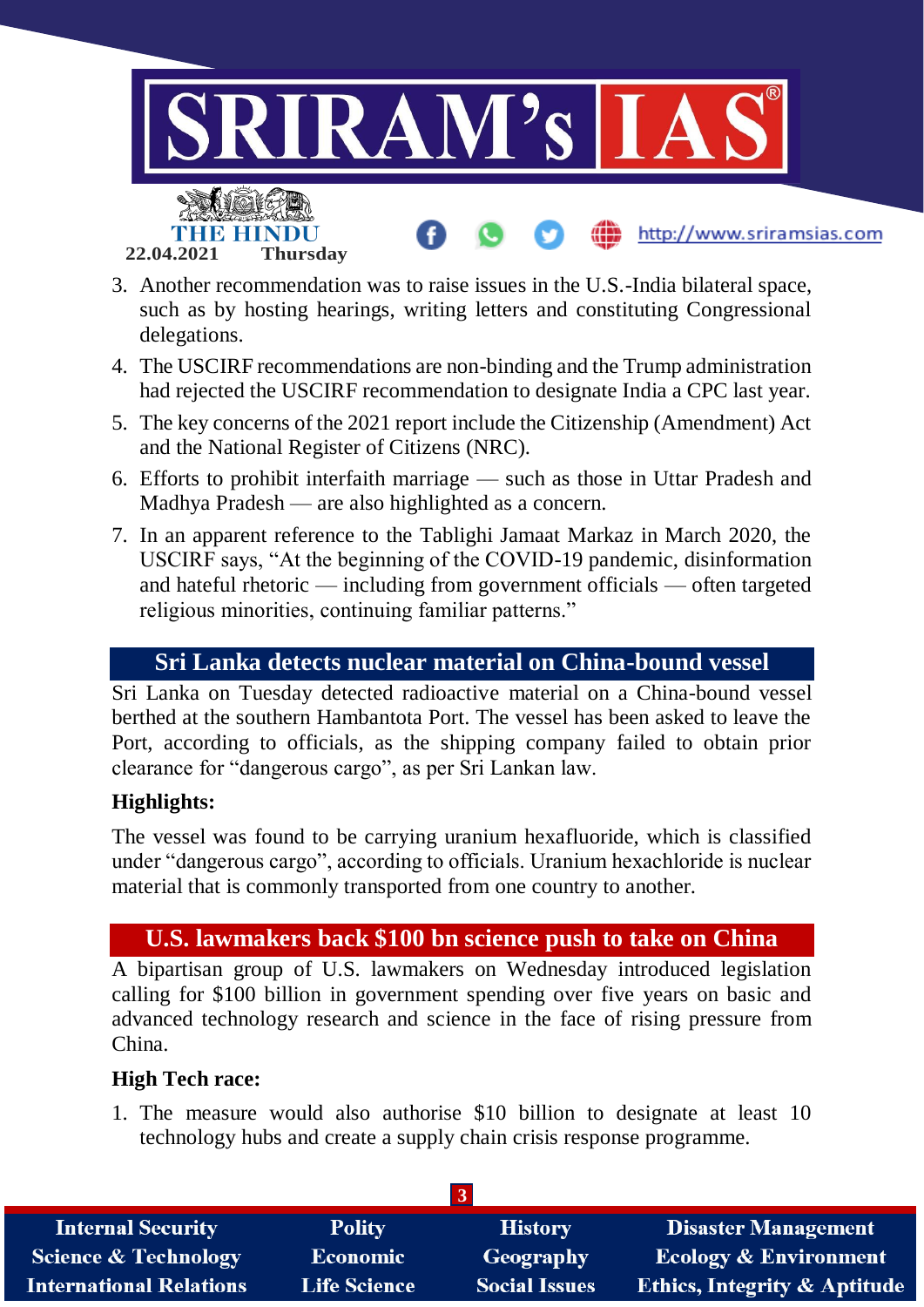3. Another recommendation was to raise issues in the U.S.-India bilateral space, such as by hosting hearings, writing letters and constituting Congressional delegations.
4. The USCIRF recommendations are non-binding and the Trump administration had rejected the USCIRF recommendation to designate India a CPC last year.
5. The key concerns of the 2021 report include the Citizenship (Amendment) Act and the National Register of Citizens (NRC).
6. Efforts to prohibit interfaith marriage — such as those in Uttar Pradesh and Madhya Pradesh — are also highlighted as a concern.
7. In an apparent reference to the Tablighi Jamaat Markaz in March 2020, the USCIRF says, "At the beginning of the COVID-19 pandemic, disinformation and hateful rhetoric — including from government officials — often targeted religious minorities, continuing familiar patterns."

## Sri Lanka detects nuclear material on China-bound vessel

Sri Lanka on Tuesday detected radioactive material on a China-bound vessel berthed at the southern Hambantota Port. The vessel has been asked to leave the Port, according to officials, as the shipping company failed to obtain prior clearance for "dangerous cargo", as per Sri Lankan law.

**Highlights:**

The vessel was found to be carrying uranium hexafluoride, which is classified under "dangerous cargo", according to officials. Uranium hexachloride is nuclear material that is commonly transported from one country to another.

## U.S. lawmakers back $100 bn science push to take on China

A bipartisan group of U.S. lawmakers on Wednesday introduced legislation calling for $100 billion in government spending over five years on basic and advanced technology research and science in the face of rising pressure from China.

**High Tech race:**

1. The measure would also authorise $10 billion to designate at least 10 technology hubs and create a supply chain crisis response programme.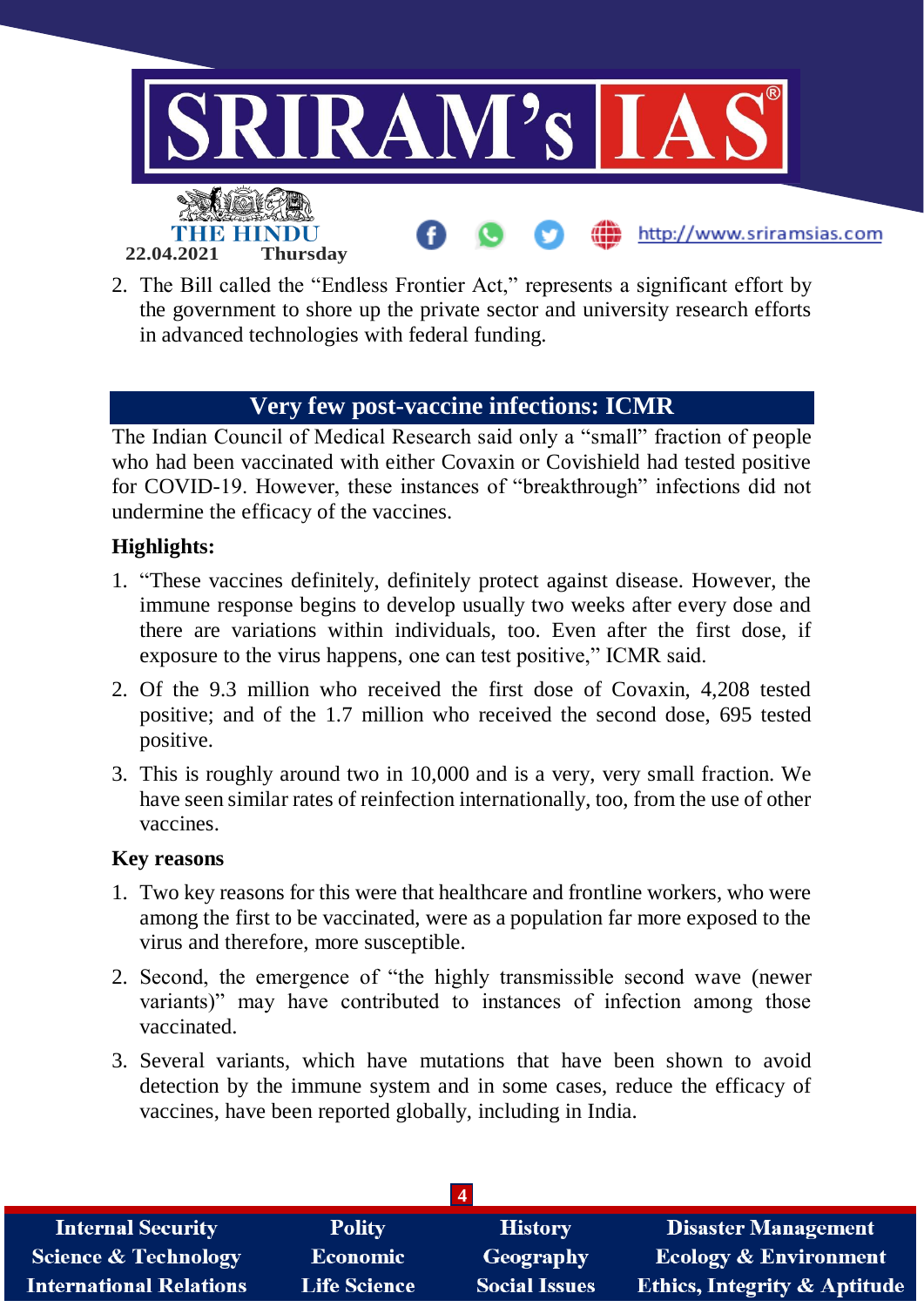2. The Bill called the "Endless Frontier Act," represents a significant effort by the government to shore up the private sector and university research efforts in advanced technologies with federal funding.

## Very few post-vaccine infections: ICMR

The Indian Council of Medical Research said only a "small" fraction of people who had been vaccinated with either Covaxin or Covishield had tested positive for COVID-19. However, these instances of "breakthrough" infections did not undermine the efficacy of the vaccines.

### Highlights:

1. "These vaccines definitely, definitely protect against disease. However, the immune response begins to develop usually two weeks after every dose and there are variations within individuals, too. Even after the first dose, if exposure to the virus happens, one can test positive," ICMR said.
2. Of the 9.3 million who received the first dose of Covaxin, 4,208 tested positive; and of the 1.7 million who received the second dose, 695 tested positive.
3. This is roughly around two in 10,000 and is a very, very small fraction. We have seen similar rates of reinfection internationally, too, from the use of other vaccines.

### Key reasons

1. Two key reasons for this were that healthcare and frontline workers, who were among the first to be vaccinated, were as a population far more exposed to the virus and therefore, more susceptible.
2. Second, the emergence of "the highly transmissible second wave (newer variants)" may have contributed to instances of infection among those vaccinated.
3. Several variants, which have mutations that have been shown to avoid detection by the immune system and in some cases, reduce the efficacy of vaccines, have been reported globally, including in India.